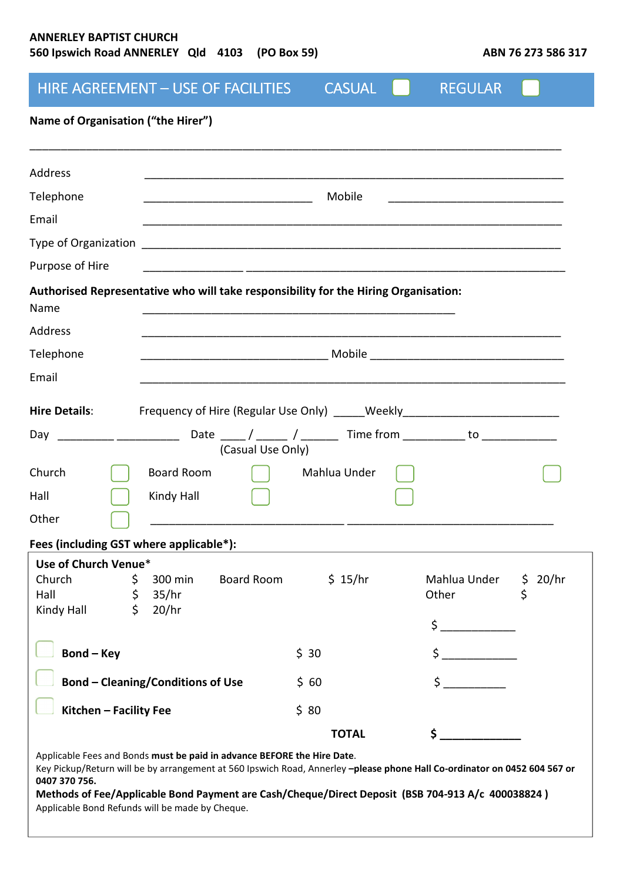**ANNERLEY BAPTIST CHURCH**
**560 Ipswich Road ANNERLEY Qld 4103 (PO Box 59)** **ABN 76 273 586 317**

## HIRE AGREEMENT – USE OF FACILITIES   CASUAL ☐   REGULAR ☐

**Name of Organisation ("the Hirer")**

______________________________________________________________________________

Address ______________________________________________________________

Telephone ________________________ Mobile __________________________

Email ________________________________________________________________

Type of Organization _____________________________________________________

Purpose of Hire ______________ ___________________________________________

**Authorised Representative who will take responsibility for the Hiring Organisation:**

Name ______________________________________________

Address ______________________________________________________________

Telephone __________________________ Mobile _____________________________

Email ________________________________________________________________

**Hire Details**: Frequency of Hire (Regular Use Only) _____Weekly_______________________

Day _________ __________ Date ____ / _____ / ______ Time from _________ to ___________
(Casual Use Only)

Church ☐ Board Room ☐ Mahlua Under ☐ ☐

Hall ☐ Kindy Hall ☐ ☐

Other ☐ _____________________________ _______________________________

**Fees (including GST where applicable*):**

**Use of Church Venue***

| | | | | | |
|---|---|---|---|---|---|
| Church | $ 300 min | Board Room | $ 15/hr | Mahlua Under | $ 20/hr |
| Hall | $ 35/hr | | | Other | $ |
| Kindy Hall | $ 20/hr | | | | |
| | | | | | $ ___________ |

☐ **Bond – Key** $ 30 $ ___________

☐ **Bond – Cleaning/Conditions of Use** $ 60 $ __________

☐ **Kitchen – Facility Fee** $ 80

**TOTAL** $ ____________

Applicable Fees and Bonds **must be paid in advance BEFORE the Hire Date**.
Key Pickup/Return will be by arrangement at 560 Ipswich Road, Annerley **–please phone Hall Co-ordinator on 0452 604 567 or 0407 370 756.**
**Methods of Fee/Applicable Bond Payment are Cash/Cheque/Direct Deposit (BSB 704-913 A/c 400038824 )**
Applicable Bond Refunds will be made by Cheque.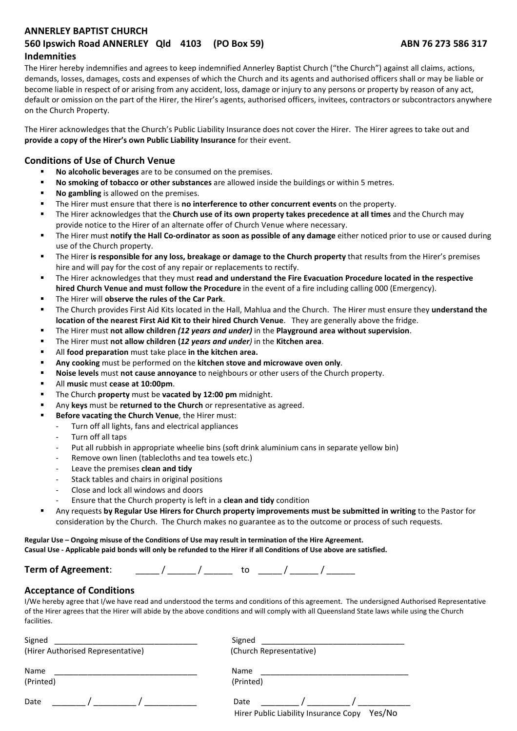**ANNERLEY BAPTIST CHURCH**
**560 Ipswich Road ANNERLEY Qld 4103 (PO Box 59) ABN 76 273 586 317**

## Indemnities

The Hirer hereby indemnifies and agrees to keep indemnified Annerley Baptist Church ("the Church") against all claims, actions, demands, losses, damages, costs and expenses of which the Church and its agents and authorised officers shall or may be liable or become liable in respect of or arising from any accident, loss, damage or injury to any persons or property by reason of any act, default or omission on the part of the Hirer, the Hirer's agents, authorised officers, invitees, contractors or subcontractors anywhere on the Church Property.

The Hirer acknowledges that the Church's Public Liability Insurance does not cover the Hirer. The Hirer agrees to take out and **provide a copy of the Hirer's own Public Liability Insurance** for their event.

## Conditions of Use of Church Venue

- **No alcoholic beverages** are to be consumed on the premises.
- **No smoking of tobacco or other substances** are allowed inside the buildings or within 5 metres.
- **No gambling** is allowed on the premises.
- The Hirer must ensure that there is **no interference to other concurrent events** on the property.
- The Hirer acknowledges that the **Church use of its own property takes precedence at all times** and the Church may provide notice to the Hirer of an alternate offer of Church Venue where necessary.
- The Hirer must **notify the Hall Co-ordinator as soon as possible of any damage** either noticed prior to use or caused during use of the Church property.
- The Hirer **is responsible for any loss, breakage or damage to the Church property** that results from the Hirer's premises hire and will pay for the cost of any repair or replacements to rectify.
- The Hirer acknowledges that they must **read and understand the Fire Evacuation Procedure located in the respective hired Church Venue and must follow the Procedure** in the event of a fire including calling 000 (Emergency).
- The Hirer will **observe the rules of the Car Park**.
- The Church provides First Aid Kits located in the Hall, Mahlua and the Church. The Hirer must ensure they **understand the location of the nearest First Aid Kit to their hired Church Venue**. They are generally above the fridge.
- The Hirer must **not allow children *(12 years and under)*** in the **Playground area without supervision**.
- The Hirer must **not allow children (*12 years and under)*** in the **Kitchen area**.
- All **food preparation** must take place **in the kitchen area.**
- **Any cooking** must be performed on the **kitchen stove and microwave oven only**.
- **Noise levels** must **not cause annoyance** to neighbours or other users of the Church property.
- All **music** must **cease at 10:00pm**.
- The Church **property** must be **vacated by 12:00 pm** midnight.
- Any **keys** must be **returned to the Church** or representative as agreed.
- **Before vacating the Church Venue**, the Hirer must:
  - Turn off all lights, fans and electrical appliances
  - Turn off all taps
  - Put all rubbish in appropriate wheelie bins (soft drink aluminium cans in separate yellow bin)
  - Remove own linen (tablecloths and tea towels etc.)
  - Leave the premises **clean and tidy**
  - Stack tables and chairs in original positions
  - Close and lock all windows and doors
  - Ensure that the Church property is left in a **clean and tidy** condition
- Any requests **by Regular Use Hirers for Church property improvements must be submitted in writing** to the Pastor for consideration by the Church. The Church makes no guarantee as to the outcome or process of such requests.

**Regular Use – Ongoing misuse of the Conditions of Use may result in termination of the Hire Agreement.**
**Casual Use - Applicable paid bonds will only be refunded to the Hirer if all Conditions of Use above are satisfied.**

**Term of Agreement**: _____ / ______ / ______ to _____ / ______ / ______

## Acceptance of Conditions

I/We hereby agree that I/we have read and understood the terms and conditions of this agreement. The undersigned Authorised Representative of the Hirer agrees that the Hirer will abide by the above conditions and will comply with all Queensland State laws while using the Church facilities.

Signed ________________________________
(Hirer Authorised Representative)

Name ________________________________
(Printed)

Date _______ / _________ / ___________

Signed ________________________________
(Church Representative)

Name ________________________________
(Printed)

Date ________ / _________ / ___________

Hirer Public Liability Insurance Copy Yes/No